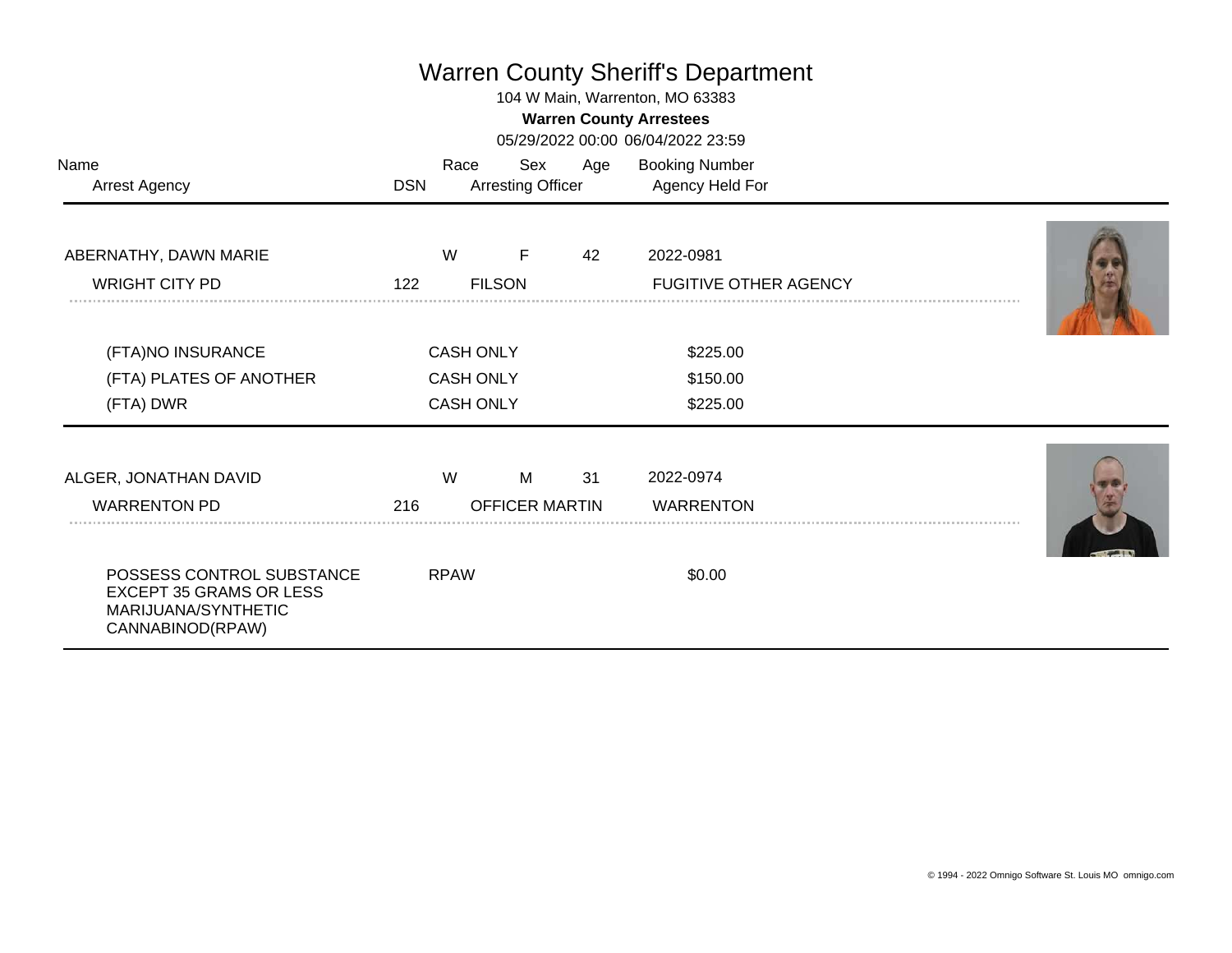# Warren County Sheriff's Department

104 W Main, Warrenton, MO 63383

**Warren County Arrestees**

05/29/2022 00:00 06/04/2022 23:59

| Name / Arrest Agency | DSN | Race | Sex | Age | Booking Number |
|---|---|---|---|---|---|
| | | | Arresting Officer | | Agency Held For |
| ABERNATHY, DAWN MARIE | | W | F | 42 | 2022-0981 |
| WRIGHT CITY PD | 122 | | FILSON | | FUGITIVE OTHER AGENCY |

| Charge | Bond Type | Amount |
|---|---|---|
| (FTA)NO INSURANCE | CASH ONLY | $225.00 |
| (FTA) PLATES OF ANOTHER | CASH ONLY | $150.00 |
| (FTA) DWR | CASH ONLY | $225.00 |

| Name / Arrest Agency | DSN | Race | Sex | Age | Booking Number |
|---|---|---|---|---|---|
| | | | Arresting Officer | | Agency Held For |
| ALGER, JONATHAN DAVID | | W | M | 31 | 2022-0974 |
| WARRENTON PD | 216 | | OFFICER MARTIN | | WARRENTON |

| Charge | Bond Type | Amount |
|---|---|---|
| POSSESS CONTROL SUBSTANCE EXCEPT 35 GRAMS OR LESS MARIJUANA/SYNTHETIC CANNABINOD(RPAW) | RPAW | $0.00 |

© 1994 - 2022 Omnigo Software St. Louis MO omnigo.com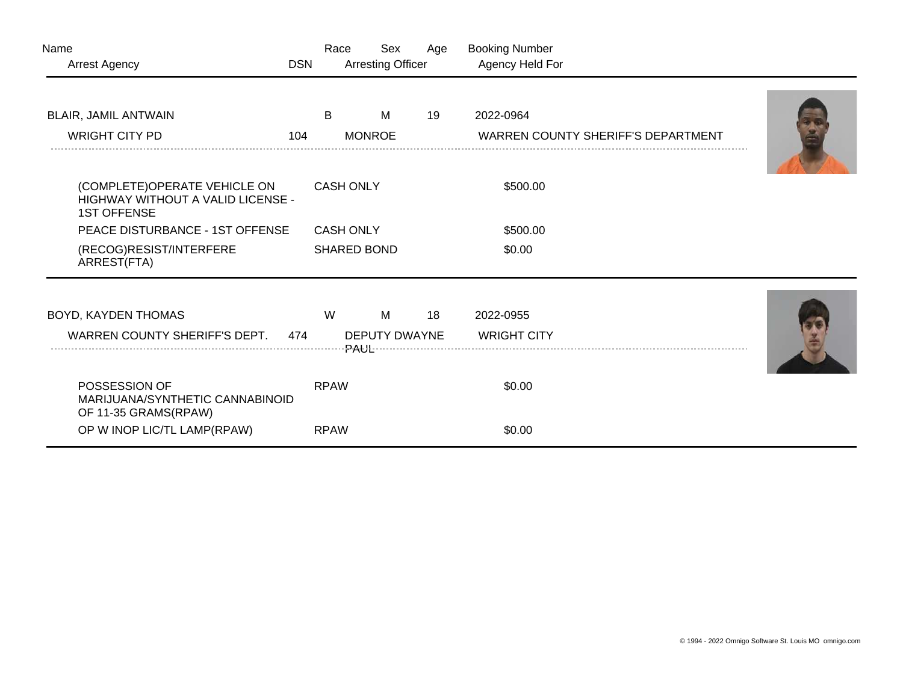| Name | Race | Sex | Age | Booking Number |
|---|---|---|---|---|
| Arrest Agency | DSN | Arresting Officer | | Agency Held For |

| BLAIR, JAMIL ANTWAIN | B | M | 19 | 2022-0964 |
|---|---|---|---|---|
| WRIGHT CITY PD | 104 | MONROE | | WARREN COUNTY SHERIFF'S DEPARTMENT |

| Charge | Bond Type | Amount |
|---|---|---|
| (COMPLETE)OPERATE VEHICLE ON HIGHWAY WITHOUT A VALID LICENSE - 1ST OFFENSE | CASH ONLY | $500.00 |
| PEACE DISTURBANCE - 1ST OFFENSE | CASH ONLY | $500.00 |
| (RECOG)RESIST/INTERFERE ARREST(FTA) | SHARED BOND | $0.00 |

| BOYD, KAYDEN THOMAS | W | M | 18 | 2022-0955 |
|---|---|---|---|---|
| WARREN COUNTY SHERIFF'S DEPT. | 474 | DEPUTY DWAYNE PAUL | | WRIGHT CITY |

| Charge | Bond Type | Amount |
|---|---|---|
| POSSESSION OF MARIJUANA/SYNTHETIC CANNABINOID OF 11-35 GRAMS(RPAW) | RPAW | $0.00 |
| OP W INOP LIC/TL LAMP(RPAW) | RPAW | $0.00 |

© 1994 - 2022 Omnigo Software St. Louis MO omnigo.com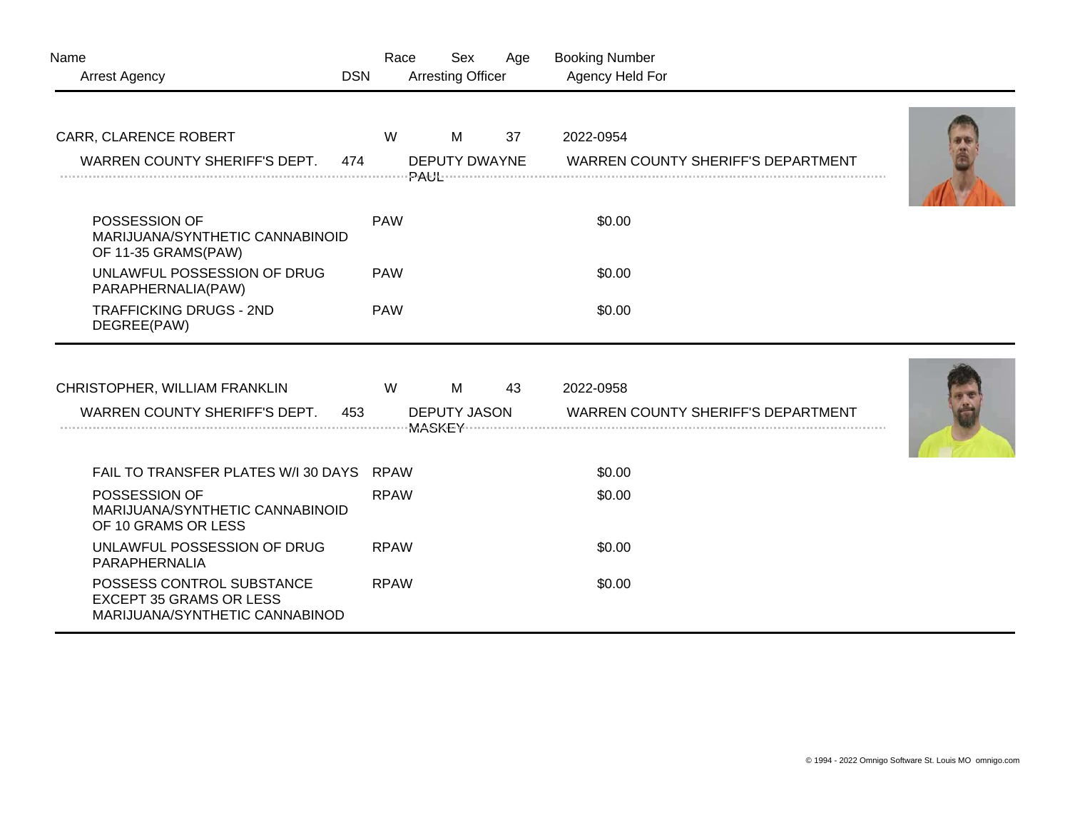| Name | Race | Sex | Age | Booking Number |
|---|---|---|---|---|
| Arrest Agency | DSN | Arresting Officer | | Agency Held For |

| Name / Arrest Agency | DSN | Race | Sex | Age | Booking Number / Arresting Officer | Agency Held For |
|---|---|---|---|---|---|---|
| CARR, CLARENCE ROBERT | | W | M | 37 | 2022-0954 | |
| WARREN COUNTY SHERIFF'S DEPT. | 474 | | | | DEPUTY DWAYNE PAUL | WARREN COUNTY SHERIFF'S DEPARTMENT |

| Charge | Type | Bond |
|---|---|---|
| POSSESSION OF MARIJUANA/SYNTHETIC CANNABINOID OF 11-35 GRAMS(PAW) | PAW | $0.00 |
| UNLAWFUL POSSESSION OF DRUG PARAPHERNALIA(PAW) | PAW | $0.00 |
| TRAFFICKING DRUGS - 2ND DEGREE(PAW) | PAW | $0.00 |

| Name / Arrest Agency | DSN | Race | Sex | Age | Booking Number / Arresting Officer | Agency Held For |
|---|---|---|---|---|---|---|
| CHRISTOPHER, WILLIAM FRANKLIN | | W | M | 43 | 2022-0958 | |
| WARREN COUNTY SHERIFF'S DEPT. | 453 | | | | DEPUTY JASON MASKEY | WARREN COUNTY SHERIFF'S DEPARTMENT |

| Charge | Type | Bond |
|---|---|---|
| FAIL TO TRANSFER PLATES W/I 30 DAYS | RPAW | $0.00 |
| POSSESSION OF MARIJUANA/SYNTHETIC CANNABINOID OF 10 GRAMS OR LESS | RPAW | $0.00 |
| UNLAWFUL POSSESSION OF DRUG PARAPHERNALIA | RPAW | $0.00 |
| POSSESS CONTROL SUBSTANCE EXCEPT 35 GRAMS OR LESS MARIJUANA/SYNTHETIC CANNABINOD | RPAW | $0.00 |

© 1994 - 2022 Omnigo Software St. Louis MO omnigo.com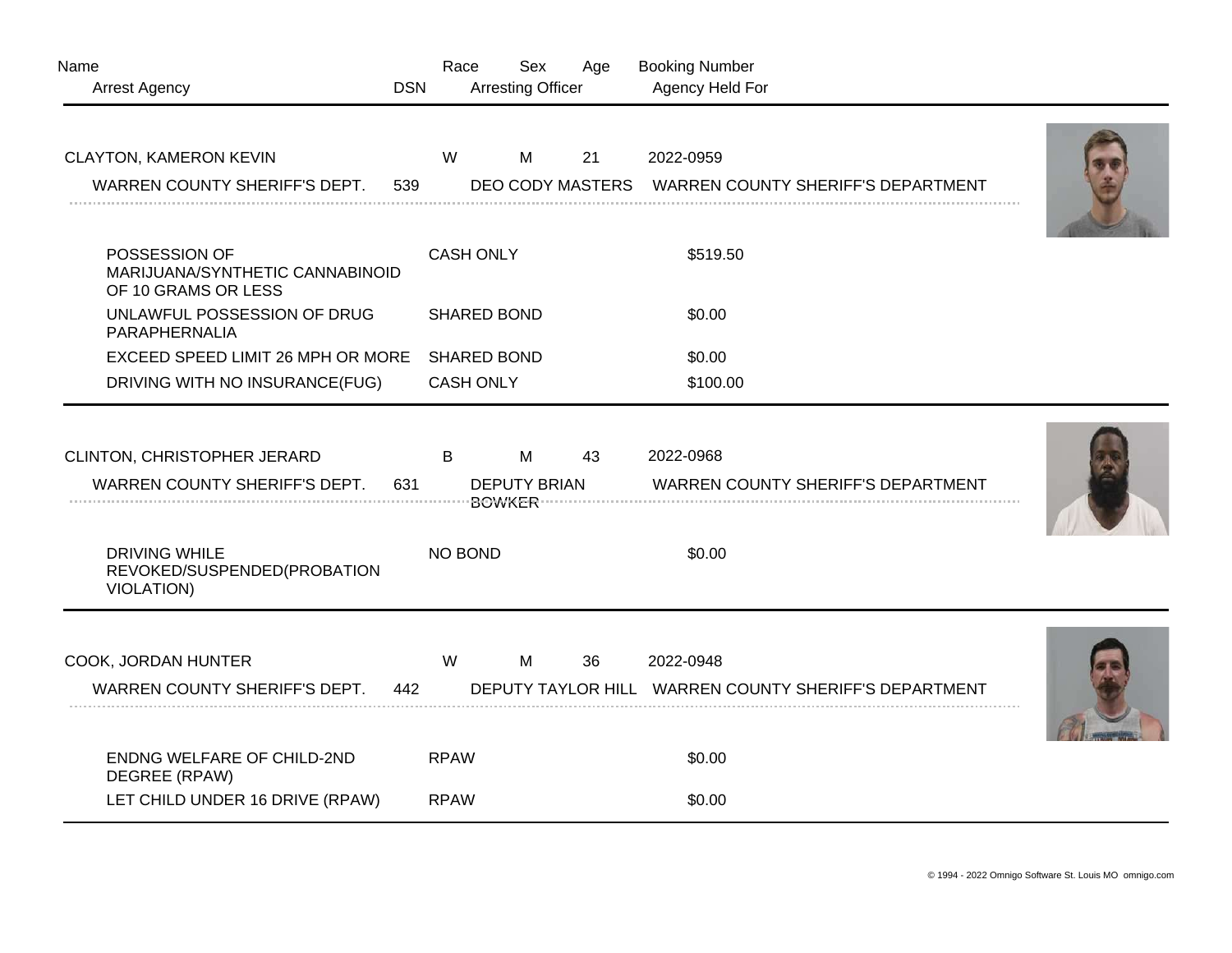| Name | Race | Sex | Age | Booking Number |
|---|---|---|---|---|
| Arrest Agency | DSN | Arresting Officer | | Agency Held For |

---

| CLAYTON, KAMERON KEVIN | W | M | 21 | 2022-0959 |
|---|---|---|---|---|
| WARREN COUNTY SHERIFF'S DEPT. | 539 | DEO CODY MASTERS | | WARREN COUNTY SHERIFF'S DEPARTMENT |

| Charge | Bond Type | Amount |
|---|---|---|
| POSSESSION OF MARIJUANA/SYNTHETIC CANNABINOID OF 10 GRAMS OR LESS | CASH ONLY | $519.50 |
| UNLAWFUL POSSESSION OF DRUG PARAPHERNALIA | SHARED BOND | $0.00 |
| EXCEED SPEED LIMIT 26 MPH OR MORE | SHARED BOND | $0.00 |
| DRIVING WITH NO INSURANCE(FUG) | CASH ONLY | $100.00 |

---

| CLINTON, CHRISTOPHER JERARD | B | M | 43 | 2022-0968 |
|---|---|---|---|---|
| WARREN COUNTY SHERIFF'S DEPT. | 631 | DEPUTY BRIAN BOWKER | | WARREN COUNTY SHERIFF'S DEPARTMENT |

| Charge | Bond Type | Amount |
|---|---|---|
| DRIVING WHILE REVOKED/SUSPENDED(PROBATION VIOLATION) | NO BOND | $0.00 |

---

| COOK, JORDAN HUNTER | W | M | 36 | 2022-0948 |
|---|---|---|---|---|
| WARREN COUNTY SHERIFF'S DEPT. | 442 | DEPUTY TAYLOR HILL | | WARREN COUNTY SHERIFF'S DEPARTMENT |

| Charge | Bond Type | Amount |
|---|---|---|
| ENDNG WELFARE OF CHILD-2ND DEGREE (RPAW) | RPAW | $0.00 |
| LET CHILD UNDER 16 DRIVE (RPAW) | RPAW | $0.00 |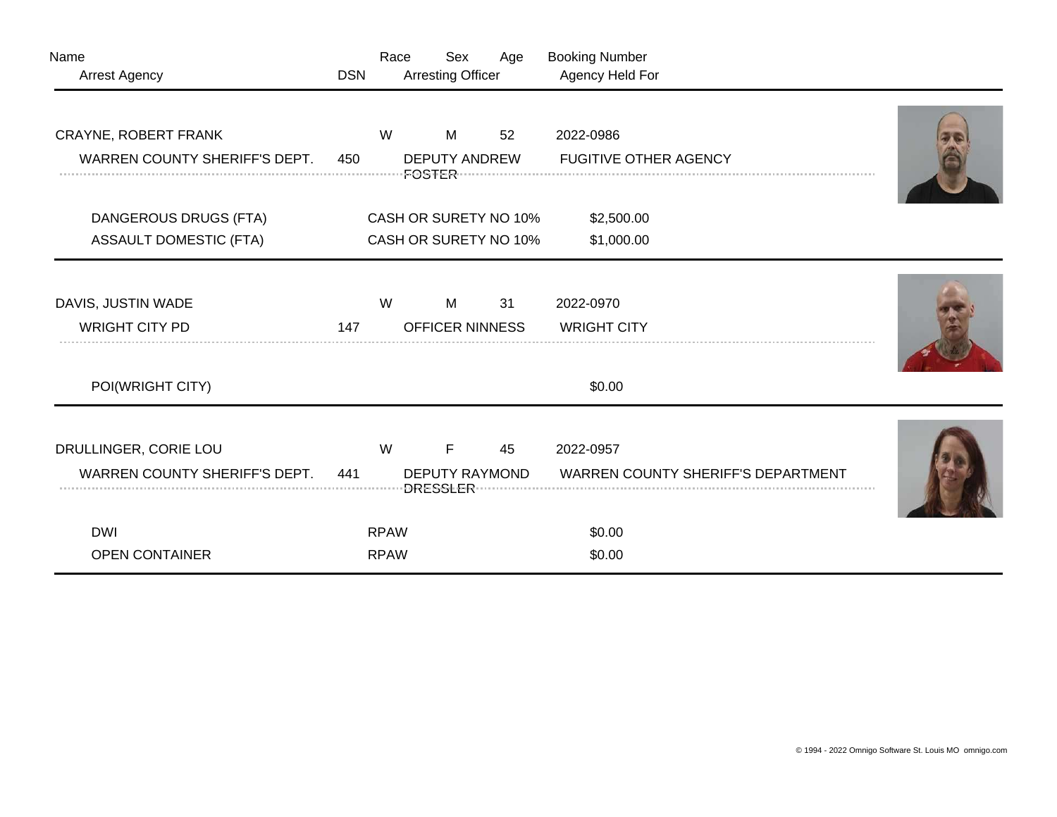| Name | | Race | Sex | Age | Booking Number |
|---|---|---|---|---|---|
| Arrest Agency | DSN | Arresting Officer | | | Agency Held For |

| | | | | |
|---|---|---|---|---|
| CRAYNE, ROBERT FRANK | | W | M | 52 | 2022-0986 |
| WARREN COUNTY SHERIFF'S DEPT. | 450 | DEPUTY ANDREW FOSTER | | | FUGITIVE OTHER AGENCY |

| Charge | Bond Type | Amount |
|---|---|---|
| DANGEROUS DRUGS (FTA) | CASH OR SURETY NO 10% | $2,500.00 |
| ASSAULT DOMESTIC (FTA) | CASH OR SURETY NO 10% | $1,000.00 |

| | | | | | |
|---|---|---|---|---|---|
| DAVIS, JUSTIN WADE | | W | M | 31 | 2022-0970 |
| WRIGHT CITY PD | 147 | OFFICER NINNESS | | | WRIGHT CITY |

| Charge | Bond Type | Amount |
|---|---|---|
| POI(WRIGHT CITY) | | $0.00 |

| | | | | | |
|---|---|---|---|---|---|
| DRULLINGER, CORIE LOU | | W | F | 45 | 2022-0957 |
| WARREN COUNTY SHERIFF'S DEPT. | 441 | DEPUTY RAYMOND DRESSLER | | | WARREN COUNTY SHERIFF'S DEPARTMENT |

| Charge | Bond Type | Amount |
|---|---|---|
| DWI | RPAW | $0.00 |
| OPEN CONTAINER | RPAW | $0.00 |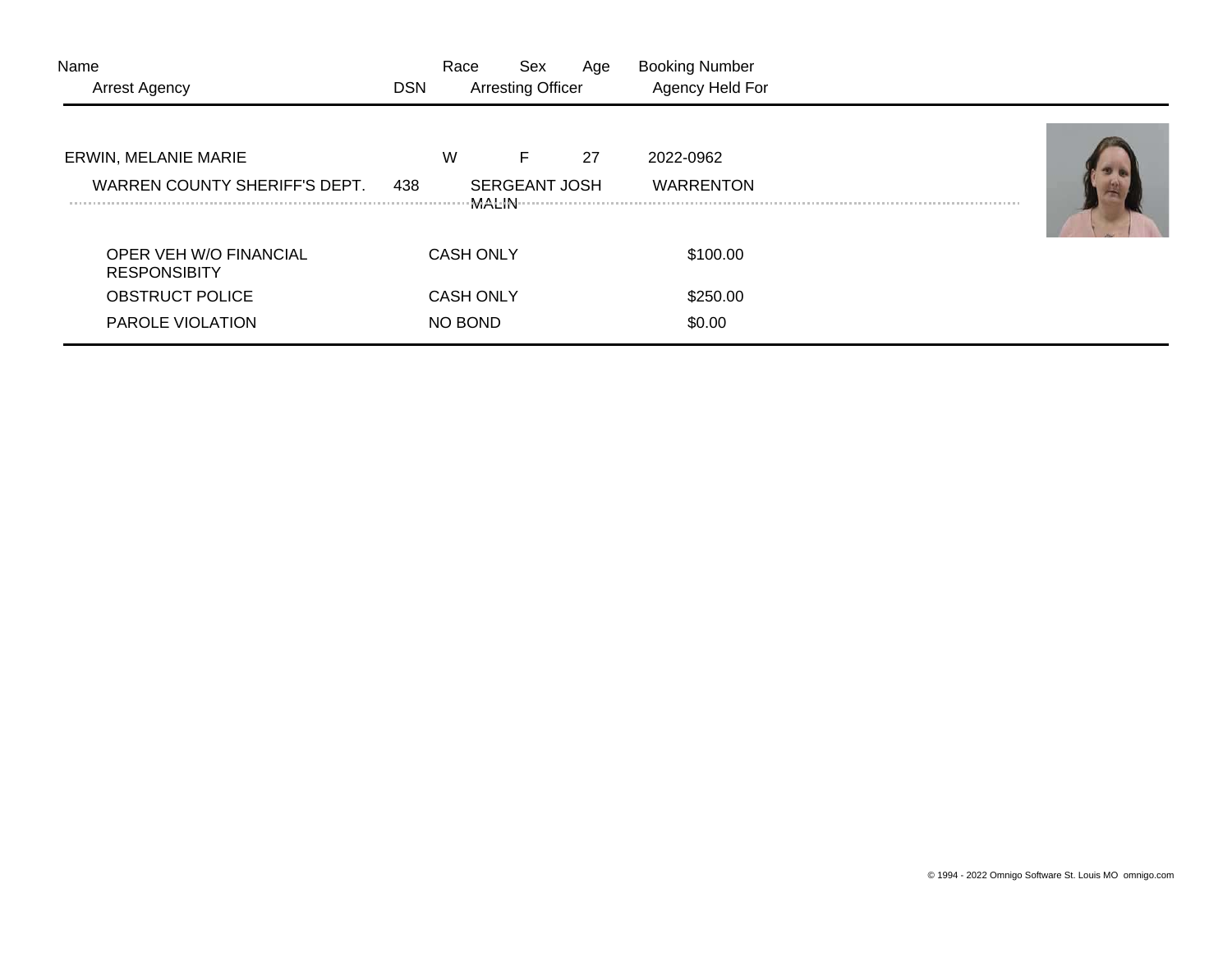| Name | | Race | Sex | Age | Booking Number |
|---|---|---|---|---|---|
| Arrest Agency | DSN | Arresting Officer | | | Agency Held For |
| ERWIN, MELANIE MARIE | | W | F | 27 | 2022-0962 |
| WARREN COUNTY SHERIFF'S DEPT. | 438 | SERGEANT JOSH MALIN | | | WARRENTON |

| Charge | Bond Type | Amount |
|---|---|---|
| OPER VEH W/O FINANCIAL RESPONSIBITY | CASH ONLY | $100.00 |
| OBSTRUCT POLICE | CASH ONLY | $250.00 |
| PAROLE VIOLATION | NO BOND | $0.00 |

© 1994 - 2022 Omnigo Software St. Louis MO omnigo.com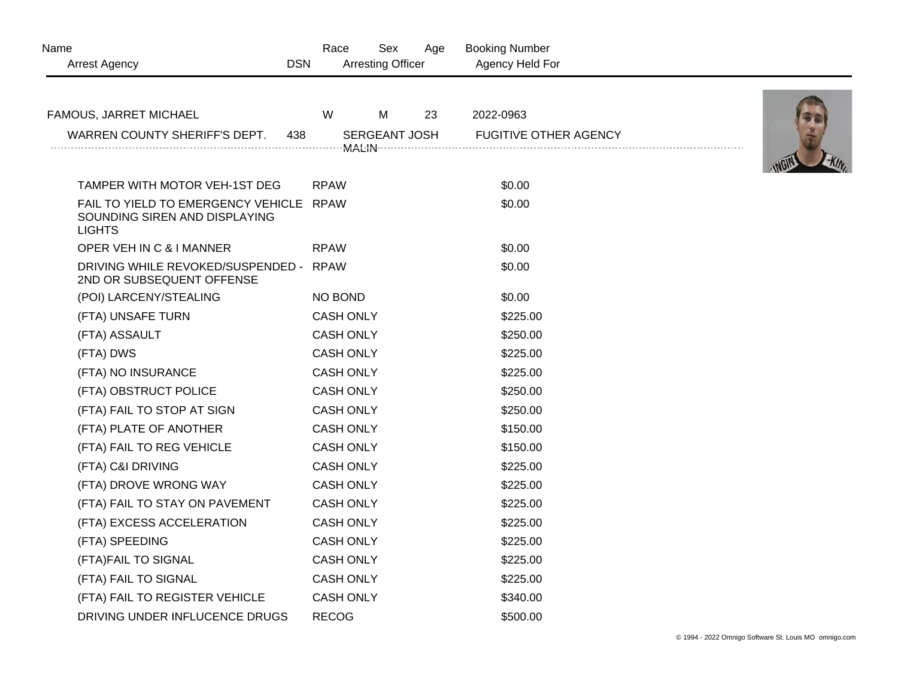| Name | Race | Sex | Age | Booking Number |
|---|---|---|---|---|
| Arrest Agency / DSN | | Arresting Officer | | Agency Held For |

| Name | Race | Sex | Age | Booking Number |
|---|---|---|---|---|
| FAMOUS, JARRET MICHAEL | W | M | 23 | 2022-0963 |

| Arrest Agency | DSN | Arresting Officer | Agency Held For |
|---|---|---|---|
| WARREN COUNTY SHERIFF'S DEPT. | 438 | SERGEANT JOSH MALIN | FUGITIVE OTHER AGENCY |

| Charge | Bond Type | Bond Amount |
|---|---|---|
| TAMPER WITH MOTOR VEH-1ST DEG | RPAW | $0.00 |
| FAIL TO YIELD TO EMERGENCY VEHICLE SOUNDING SIREN AND DISPLAYING LIGHTS | RPAW | $0.00 |
| OPER VEH IN C & I MANNER | RPAW | $0.00 |
| DRIVING WHILE REVOKED/SUSPENDED - 2ND OR SUBSEQUENT OFFENSE | RPAW | $0.00 |
| (POI) LARCENY/STEALING | NO BOND | $0.00 |
| (FTA) UNSAFE TURN | CASH ONLY | $225.00 |
| (FTA) ASSAULT | CASH ONLY | $250.00 |
| (FTA) DWS | CASH ONLY | $225.00 |
| (FTA) NO INSURANCE | CASH ONLY | $225.00 |
| (FTA) OBSTRUCT POLICE | CASH ONLY | $250.00 |
| (FTA) FAIL TO STOP AT SIGN | CASH ONLY | $250.00 |
| (FTA) PLATE OF ANOTHER | CASH ONLY | $150.00 |
| (FTA) FAIL TO REG VEHICLE | CASH ONLY | $150.00 |
| (FTA) C&I DRIVING | CASH ONLY | $225.00 |
| (FTA) DROVE WRONG WAY | CASH ONLY | $225.00 |
| (FTA) FAIL TO STAY ON PAVEMENT | CASH ONLY | $225.00 |
| (FTA) EXCESS ACCELERATION | CASH ONLY | $225.00 |
| (FTA) SPEEDING | CASH ONLY | $225.00 |
| (FTA)FAIL TO SIGNAL | CASH ONLY | $225.00 |
| (FTA) FAIL TO SIGNAL | CASH ONLY | $225.00 |
| (FTA) FAIL TO REGISTER VEHICLE | CASH ONLY | $340.00 |
| DRIVING UNDER INFLUCENCE DRUGS | RECOG | $500.00 |

© 1994 - 2022 Omnigo Software St. Louis MO omnigo.com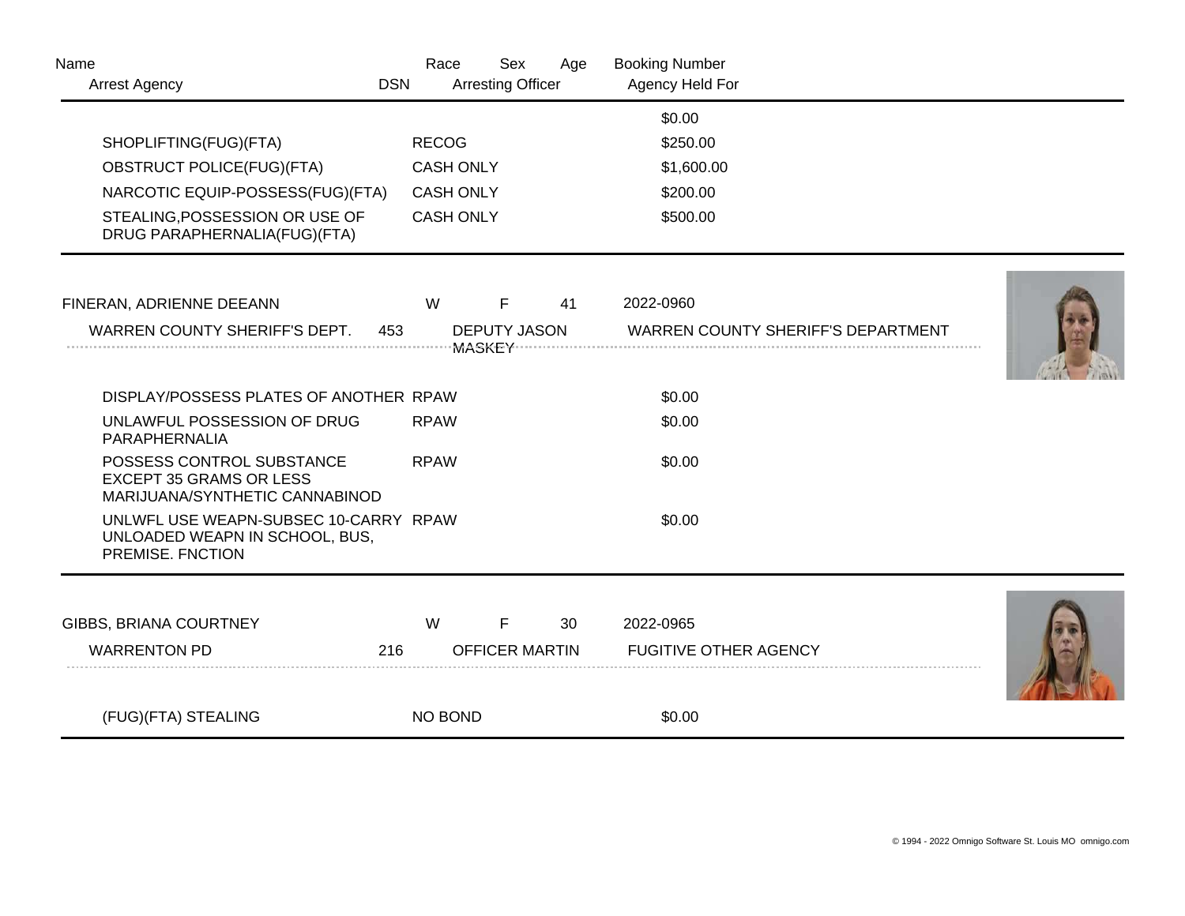| Name | Race | Sex | Age | Booking Number |
|---|---|---|---|---|
| Arrest Agency | DSN | Arresting Officer | | Agency Held For |

| | | $0.00 |
|---|---|---|
| SHOPLIFTING(FUG)(FTA) | RECOG | $250.00 |
| OBSTRUCT POLICE(FUG)(FTA) | CASH ONLY | $1,600.00 |
| NARCOTIC EQUIP-POSSESS(FUG)(FTA) | CASH ONLY | $200.00 |
| STEALING,POSSESSION OR USE OF DRUG PARAPHERNALIA(FUG)(FTA) | CASH ONLY | $500.00 |

FINERAN, ADRIENNE DEEANN | W | F | 41 | 2022-0960

WARREN COUNTY SHERIFF'S DEPT. | 453 | DEPUTY JASON MASKEY | WARREN COUNTY SHERIFF'S DEPARTMENT

| | | |
|---|---|---|
| DISPLAY/POSSESS PLATES OF ANOTHER | RPAW | $0.00 |
| UNLAWFUL POSSESSION OF DRUG PARAPHERNALIA | RPAW | $0.00 |
| POSSESS CONTROL SUBSTANCE EXCEPT 35 GRAMS OR LESS MARIJUANA/SYNTHETIC CANNABINOD | RPAW | $0.00 |
| UNLWFL USE WEAPN-SUBSEC 10-CARRY UNLOADED WEAPN IN SCHOOL, BUS, PREMISE. FNCTION | RPAW | $0.00 |

GIBBS, BRIANA COURTNEY | W | F | 30 | 2022-0965

WARRENTON PD | 216 | OFFICER MARTIN | FUGITIVE OTHER AGENCY

| | | |
|---|---|---|
| (FUG)(FTA) STEALING | NO BOND | $0.00 |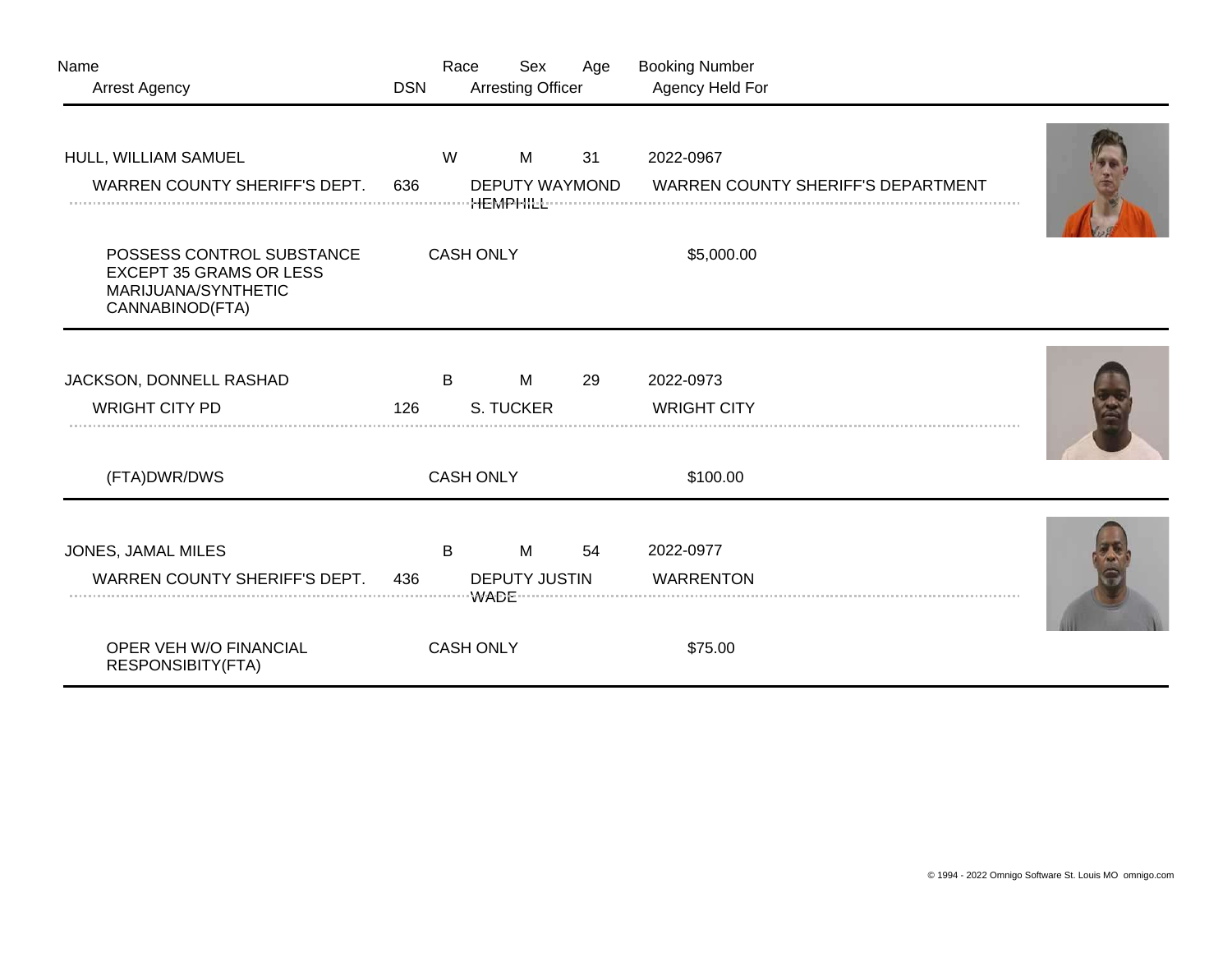| Name | Race | Sex | Age | Booking Number |
| --- | --- | --- | --- | --- |
| Arrest Agency | DSN | Arresting Officer | | Agency Held For |

| | | | | |
| --- | --- | --- | --- | --- |
| HULL, WILLIAM SAMUEL | W | M | 31 | 2022-0967 |
| WARREN COUNTY SHERIFF'S DEPT. | 636 | DEPUTY WAYMOND HEMPHILL | | WARREN COUNTY SHERIFF'S DEPARTMENT |
| POSSESS CONTROL SUBSTANCE EXCEPT 35 GRAMS OR LESS MARIJUANA/SYNTHETIC CANNABINOD(FTA) | CASH ONLY | | | $5,000.00 |

| | | | | |
| --- | --- | --- | --- | --- |
| JACKSON, DONNELL RASHAD | B | M | 29 | 2022-0973 |
| WRIGHT CITY PD | 126 | S. TUCKER | | WRIGHT CITY |
| (FTA)DWR/DWS | CASH ONLY | | | $100.00 |

| | | | | |
| --- | --- | --- | --- | --- |
| JONES, JAMAL MILES | B | M | 54 | 2022-0977 |
| WARREN COUNTY SHERIFF'S DEPT. | 436 | DEPUTY JUSTIN WADE | | WARRENTON |
| OPER VEH W/O FINANCIAL RESPONSIBITY(FTA) | CASH ONLY | | | $75.00 |

© 1994 - 2022 Omnigo Software St. Louis MO omnigo.com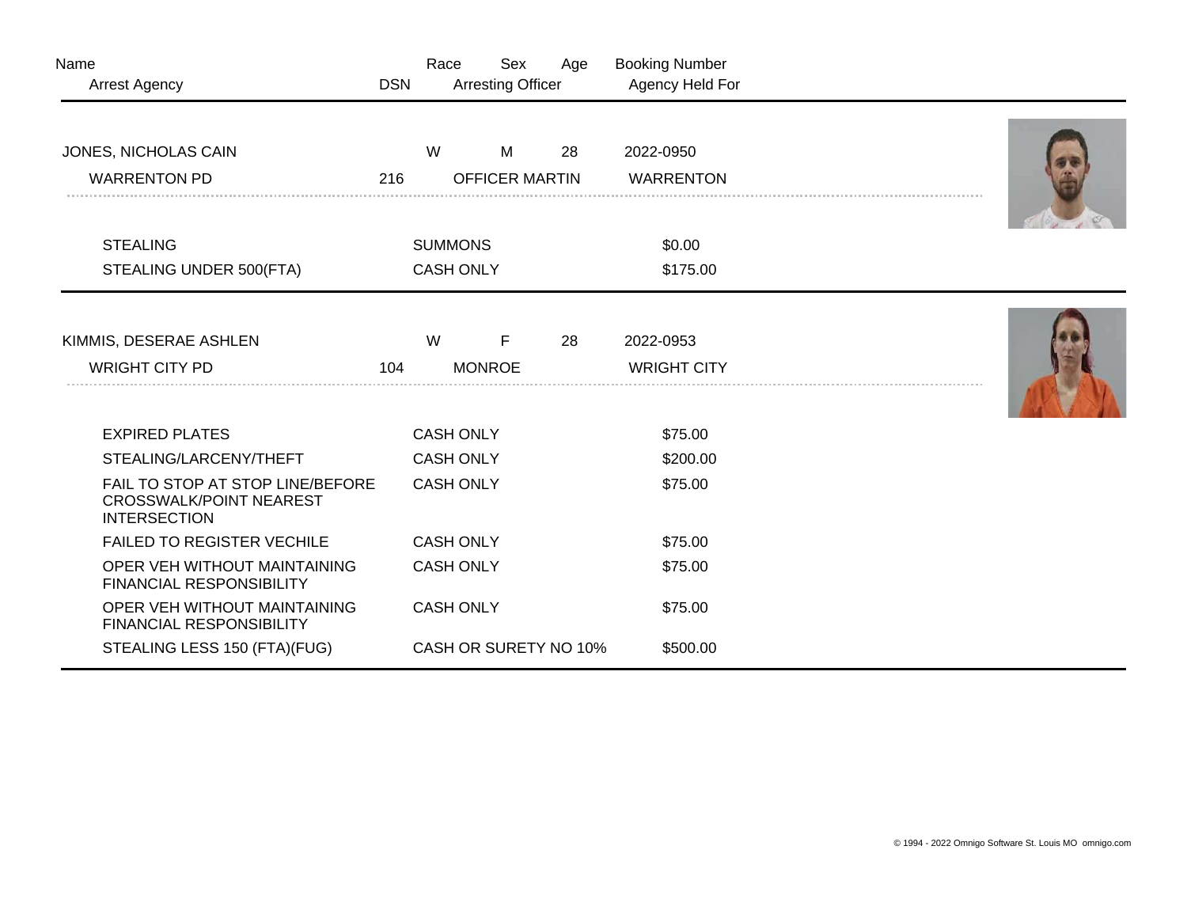| Name | Race | Sex | Age | Booking Number |
|---|---|---|---|---|
| Arrest Agency | DSN | Arresting Officer | | Agency Held For |

| Name | Race | Sex | Age | Booking Number |
|---|---|---|---|---|
| JONES, NICHOLAS CAIN | W | M | 28 | 2022-0950 |
| WARRENTON PD | 216 | OFFICER MARTIN | | WARRENTON |

| Charge | Bond Type | Amount |
|---|---|---|
| STEALING | SUMMONS | $0.00 |
| STEALING UNDER 500(FTA) | CASH ONLY | $175.00 |

| Name | Race | Sex | Age | Booking Number |
|---|---|---|---|---|
| KIMMIS, DESERAE ASHLEN | W | F | 28 | 2022-0953 |
| WRIGHT CITY PD | 104 | MONROE | | WRIGHT CITY |

| Charge | Bond Type | Amount |
|---|---|---|
| EXPIRED PLATES | CASH ONLY | $75.00 |
| STEALING/LARCENY/THEFT | CASH ONLY | $200.00 |
| FAIL TO STOP AT STOP LINE/BEFORE CROSSWALK/POINT NEAREST INTERSECTION | CASH ONLY | $75.00 |
| FAILED TO REGISTER VECHILE | CASH ONLY | $75.00 |
| OPER VEH WITHOUT MAINTAINING FINANCIAL RESPONSIBILITY | CASH ONLY | $75.00 |
| OPER VEH WITHOUT MAINTAINING FINANCIAL RESPONSIBILITY | CASH ONLY | $75.00 |
| STEALING LESS 150 (FTA)(FUG) | CASH OR SURETY NO 10% | $500.00 |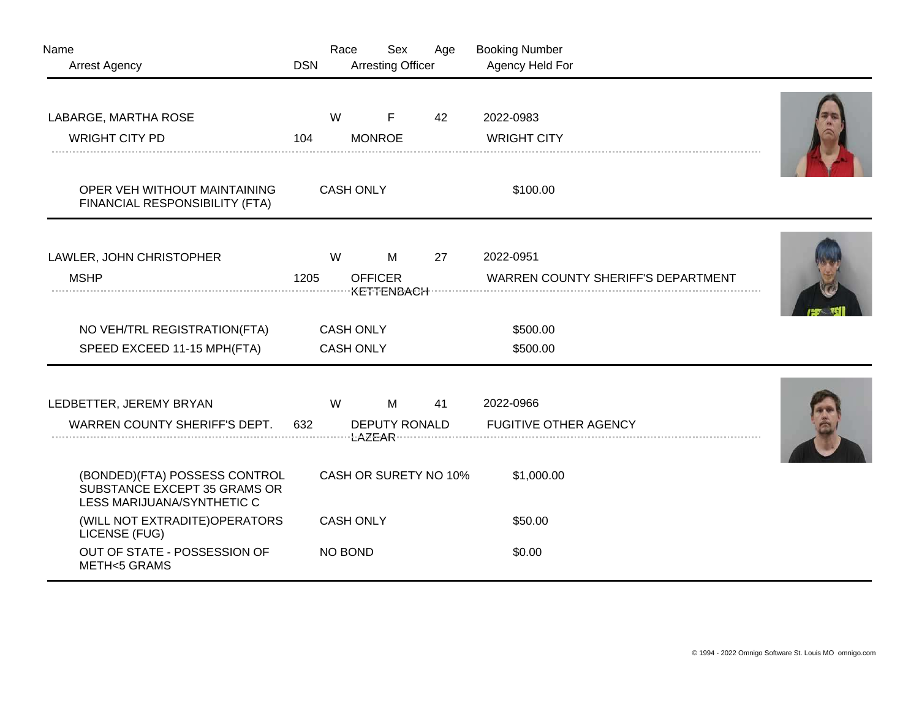| Name | Race | Sex | Age | Booking Number |
|---|---|---|---|---|
| Arrest Agency | DSN | Arresting Officer | | Agency Held For |

| | | | | |
|---|---|---|---|---|
| LABARGE, MARTHA ROSE | W | F | 42 | 2022-0983 |
| WRIGHT CITY PD | 104 | MONROE | | WRIGHT CITY |

| Charge | Bond Type | Amount |
|---|---|---|
| OPER VEH WITHOUT MAINTAINING FINANCIAL RESPONSIBILITY (FTA) | CASH ONLY | $100.00 |

| | | | | |
|---|---|---|---|---|
| LAWLER, JOHN CHRISTOPHER | W | M | 27 | 2022-0951 |
| MSHP | 1205 | OFFICER KETTENBACH | | WARREN COUNTY SHERIFF'S DEPARTMENT |

| Charge | Bond Type | Amount |
|---|---|---|
| NO VEH/TRL REGISTRATION(FTA) | CASH ONLY | $500.00 |
| SPEED EXCEED 11-15 MPH(FTA) | CASH ONLY | $500.00 |

| | | | | |
|---|---|---|---|---|
| LEDBETTER, JEREMY BRYAN | W | M | 41 | 2022-0966 |
| WARREN COUNTY SHERIFF'S DEPT. | 632 | DEPUTY RONALD LAZEAR | | FUGITIVE OTHER AGENCY |

| Charge | Bond Type | Amount |
|---|---|---|
| (BONDED)(FTA) POSSESS CONTROL SUBSTANCE EXCEPT 35 GRAMS OR LESS MARIJUANA/SYNTHETIC C | CASH OR SURETY NO 10% | $1,000.00 |
| (WILL NOT EXTRADITE)OPERATORS LICENSE (FUG) | CASH ONLY | $50.00 |
| OUT OF STATE - POSSESSION OF METH<5 GRAMS | NO BOND | $0.00 |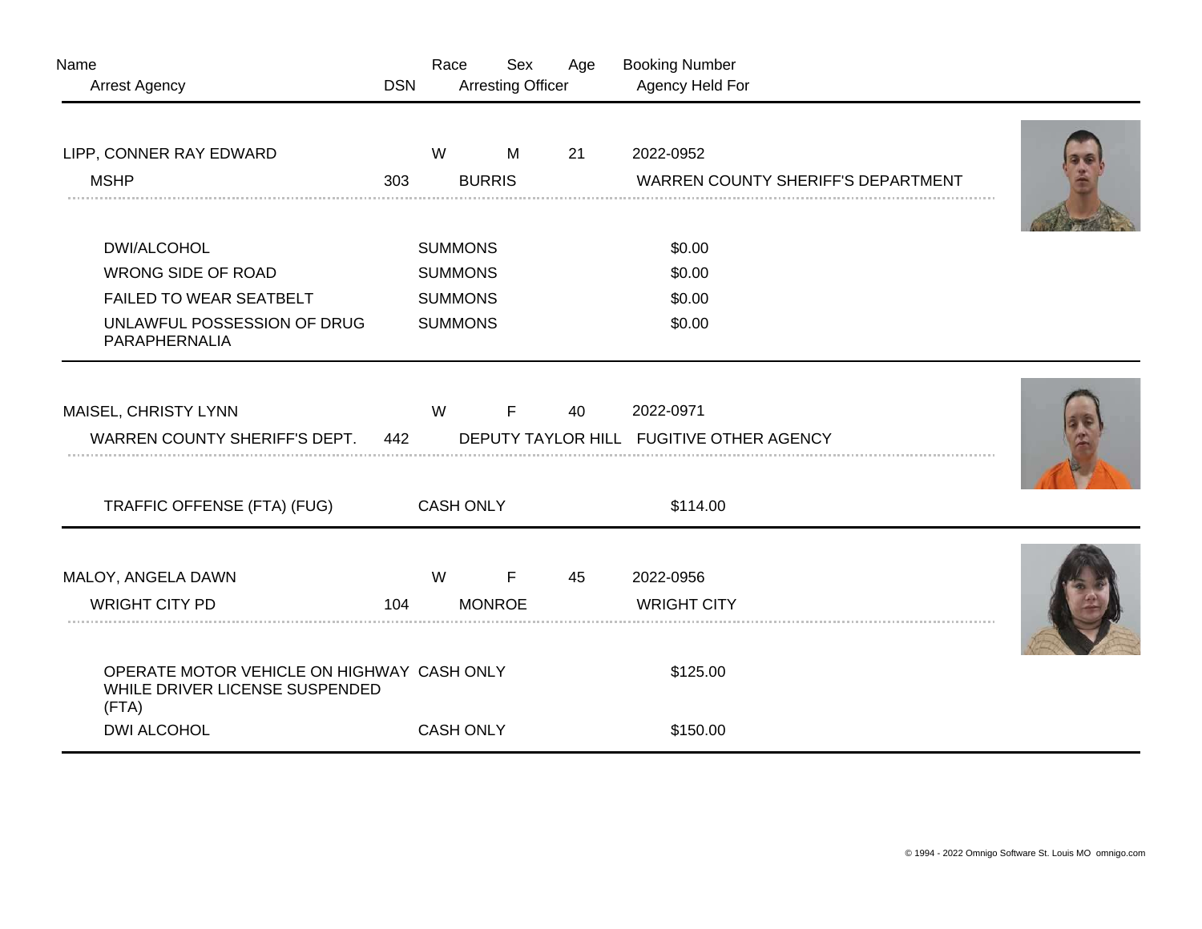| Name | | Race | Sex | Age | Booking Number |
|---|---|---|---|---|---|
| Arrest Agency | DSN | | Arresting Officer | | Agency Held For |

**LIPP, CONNER RAY EDWARD** | W | M | 21 | 2022-0952

MSHP | 303 | BURRIS | WARREN COUNTY SHERIFF'S DEPARTMENT

| Charge | Bond Type | Amount |
|---|---|---|
| DWI/ALCOHOL | SUMMONS | $0.00 |
| WRONG SIDE OF ROAD | SUMMONS | $0.00 |
| FAILED TO WEAR SEATBELT | SUMMONS | $0.00 |
| UNLAWFUL POSSESSION OF DRUG PARAPHERNALIA | SUMMONS | $0.00 |

---

**MAISEL, CHRISTY LYNN** | W | F | 40 | 2022-0971

WARREN COUNTY SHERIFF'S DEPT. | 442 | DEPUTY TAYLOR HILL | FUGITIVE OTHER AGENCY

| Charge | Bond Type | Amount |
|---|---|---|
| TRAFFIC OFFENSE (FTA) (FUG) | CASH ONLY | $114.00 |

---

**MALOY, ANGELA DAWN** | W | F | 45 | 2022-0956

WRIGHT CITY PD | 104 | MONROE | WRIGHT CITY

| Charge | Bond Type | Amount |
|---|---|---|
| OPERATE MOTOR VEHICLE ON HIGHWAY WHILE DRIVER LICENSE SUSPENDED (FTA) | CASH ONLY | $125.00 |
| DWI ALCOHOL | CASH ONLY | $150.00 |

© 1994 - 2022 Omnigo Software St. Louis MO omnigo.com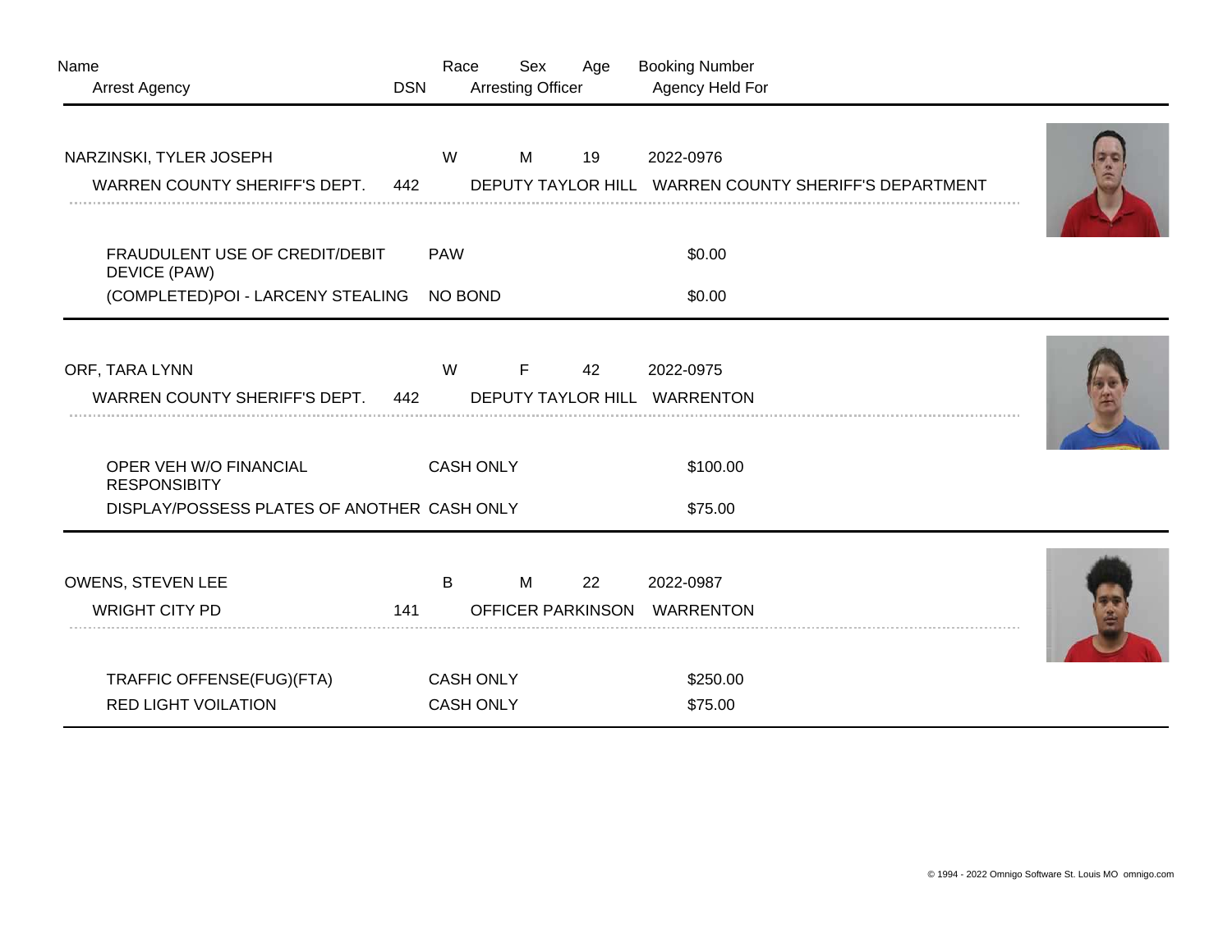| Name | Race | Sex | Age | Booking Number |
|---|---|---|---|---|
| Arrest Agency | DSN | Arresting Officer | | Agency Held For |

---

| Name | Race | Sex | Age | Booking Number |
|---|---|---|---|---|
| NARZINSKI, TYLER JOSEPH | W | M | 19 | 2022-0976 |

| Arrest Agency | DSN | Arresting Officer | Agency Held For |
|---|---|---|---|
| WARREN COUNTY SHERIFF'S DEPT. | 442 | DEPUTY TAYLOR HILL | WARREN COUNTY SHERIFF'S DEPARTMENT |

| Charge | Bond Type | Amount |
|---|---|---|
| FRAUDULENT USE OF CREDIT/DEBIT DEVICE (PAW) | PAW | $0.00 |
| (COMPLETED)POI - LARCENY STEALING | NO BOND | $0.00 |

---

| Name | Race | Sex | Age | Booking Number |
|---|---|---|---|---|
| ORF, TARA LYNN | W | F | 42 | 2022-0975 |

| Arrest Agency | DSN | Arresting Officer | Agency Held For |
|---|---|---|---|
| WARREN COUNTY SHERIFF'S DEPT. | 442 | DEPUTY TAYLOR HILL | WARRENTON |

| Charge | Bond Type | Amount |
|---|---|---|
| OPER VEH W/O FINANCIAL RESPONSIBITY | CASH ONLY | $100.00 |
| DISPLAY/POSSESS PLATES OF ANOTHER | CASH ONLY | $75.00 |

---

| Name | Race | Sex | Age | Booking Number |
|---|---|---|---|---|
| OWENS, STEVEN LEE | B | M | 22 | 2022-0987 |

| Arrest Agency | DSN | Arresting Officer | Agency Held For |
|---|---|---|---|
| WRIGHT CITY PD | 141 | OFFICER PARKINSON | WARRENTON |

| Charge | Bond Type | Amount |
|---|---|---|
| TRAFFIC OFFENSE(FUG)(FTA) | CASH ONLY | $250.00 |
| RED LIGHT VOILATION | CASH ONLY | $75.00 |

© 1994 - 2022 Omnigo Software St. Louis MO omnigo.com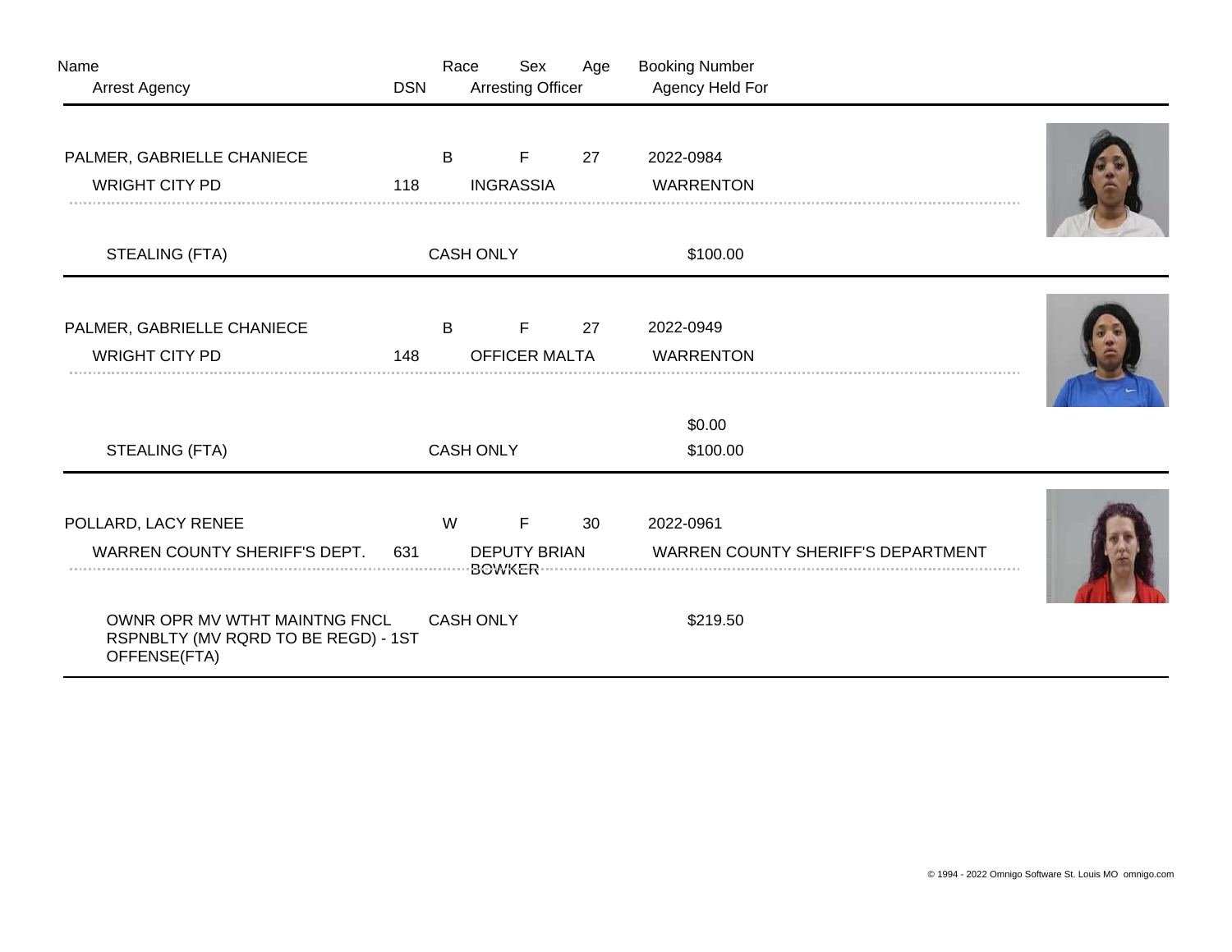| Name | Race | Sex | Age | Booking Number |
|---|---|---|---|---|
| Arrest Agency | DSN | Arresting Officer | | Agency Held For |

---

| PALMER, GABRIELLE CHANIECE | B | F | 27 | 2022-0984 |
|---|---|---|---|---|
| WRIGHT CITY PD | 118 | INGRASSIA | | WARRENTON |

| | | |
|---|---|---|
| STEALING (FTA) | CASH ONLY | $100.00 |

---

| PALMER, GABRIELLE CHANIECE | B | F | 27 | 2022-0949 |
|---|---|---|---|---|
| WRIGHT CITY PD | 148 | OFFICER MALTA | | WARRENTON |

| | | |
|---|---|---|
| | | $0.00 |
| STEALING (FTA) | CASH ONLY | $100.00 |

---

| POLLARD, LACY RENEE | W | F | 30 | 2022-0961 |
|---|---|---|---|---|
| WARREN COUNTY SHERIFF'S DEPT. | 631 | DEPUTY BRIAN BOWKER | | WARREN COUNTY SHERIFF'S DEPARTMENT |

| | | |
|---|---|---|
| OWNR OPR MV WTHT MAINTNG FNCL RSPNBLTY (MV RQRD TO BE REGD) - 1ST OFFENSE(FTA) | CASH ONLY | $219.50 |

© 1994 - 2022 Omnigo Software St. Louis MO omnigo.com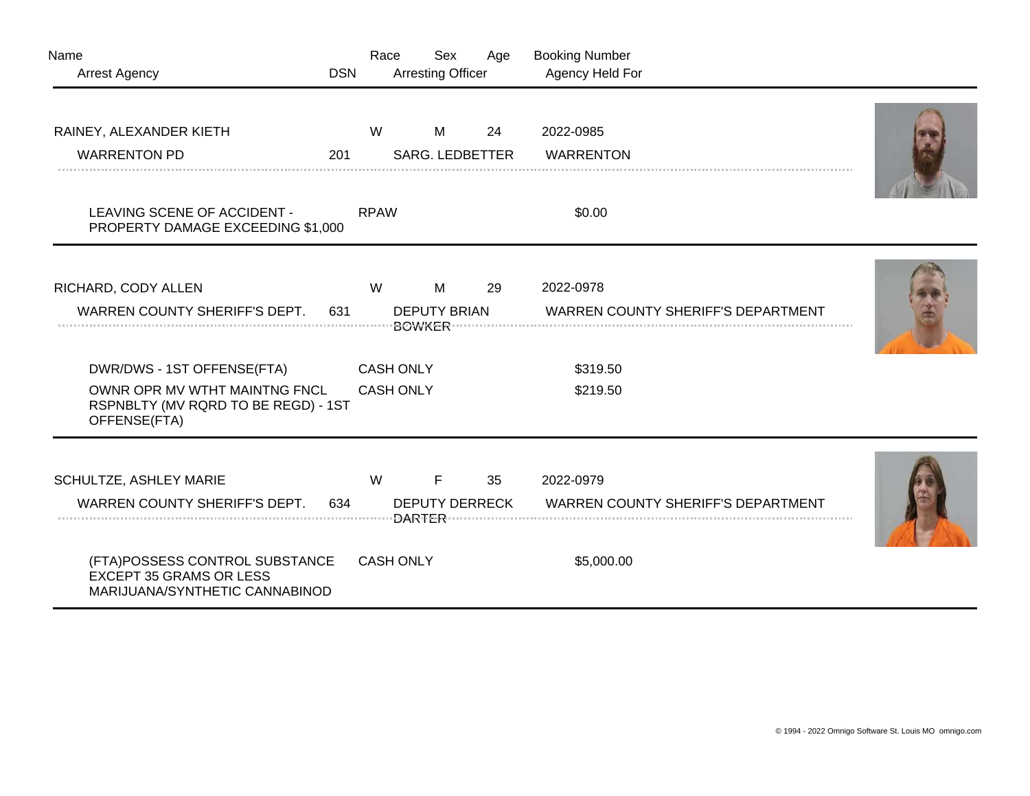| Name | Race | Sex | Age | Booking Number |
| --- | --- | --- | --- | --- |
| Arrest Agency / DSN | | Arresting Officer | | Agency Held For |

| Name | Race | Sex | Age | Booking Number |
| --- | --- | --- | --- | --- |
| RAINEY, ALEXANDER KIETH | W | M | 24 | 2022-0985 |

| Arrest Agency | DSN | Arresting Officer | Agency Held For |
| --- | --- | --- | --- |
| WARRENTON PD | 201 | SARG. LEDBETTER | WARRENTON |

| Charge | Bond Type | Bond Amount |
| --- | --- | --- |
| LEAVING SCENE OF ACCIDENT - PROPERTY DAMAGE EXCEEDING $1,000 | RPAW | $0.00 |

| Name | Race | Sex | Age | Booking Number |
| --- | --- | --- | --- | --- |
| RICHARD, CODY ALLEN | W | M | 29 | 2022-0978 |

| Arrest Agency | DSN | Arresting Officer | Agency Held For |
| --- | --- | --- | --- |
| WARREN COUNTY SHERIFF'S DEPT. | 631 | DEPUTY BRIAN BOWKER | WARREN COUNTY SHERIFF'S DEPARTMENT |

| Charge | Bond Type | Bond Amount |
| --- | --- | --- |
| DWR/DWS - 1ST OFFENSE(FTA) | CASH ONLY | $319.50 |
| OWNR OPR MV WTHT MAINTNG FNCL RSPNBLTY (MV RQRD TO BE REGD) - 1ST OFFENSE(FTA) | CASH ONLY | $219.50 |

| Name | Race | Sex | Age | Booking Number |
| --- | --- | --- | --- | --- |
| SCHULTZE, ASHLEY MARIE | W | F | 35 | 2022-0979 |

| Arrest Agency | DSN | Arresting Officer | Agency Held For |
| --- | --- | --- | --- |
| WARREN COUNTY SHERIFF'S DEPT. | 634 | DEPUTY DERRECK DARTER | WARREN COUNTY SHERIFF'S DEPARTMENT |

| Charge | Bond Type | Bond Amount |
| --- | --- | --- |
| (FTA)POSSESS CONTROL SUBSTANCE EXCEPT 35 GRAMS OR LESS MARIJUANA/SYNTHETIC CANNABINOD | CASH ONLY | $5,000.00 |

© 1994 - 2022 Omnigo Software St. Louis MO omnigo.com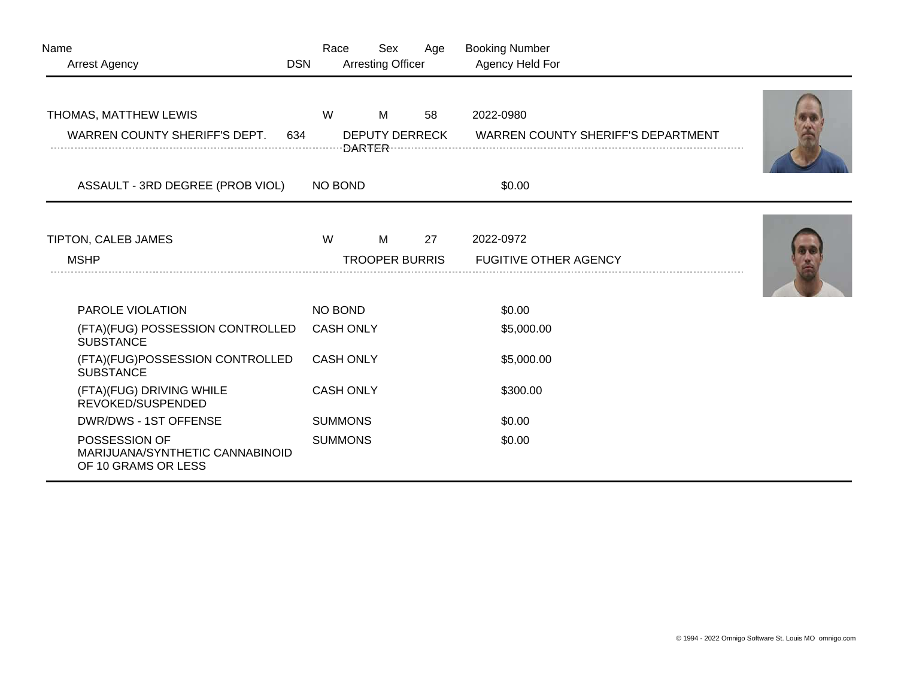| Name | | Race | Sex | Age | Booking Number |
| --- | --- | --- | --- | --- | --- |
| Arrest Agency | DSN | Arresting Officer | | | Agency Held For |

| | | | | | |
| --- | --- | --- | --- | --- | --- |
| THOMAS, MATTHEW LEWIS | | W | M | 58 | 2022-0980 |
| WARREN COUNTY SHERIFF'S DEPT. | 634 | DEPUTY DERRECK DARTER | | | WARREN COUNTY SHERIFF'S DEPARTMENT |

| Charge | Bond Type | Amount |
| --- | --- | --- |
| ASSAULT - 3RD DEGREE (PROB VIOL) | NO BOND | $0.00 |

| | | | | | |
| --- | --- | --- | --- | --- | --- |
| TIPTON, CALEB JAMES | | W | M | 27 | 2022-0972 |
| MSHP | | TROOPER BURRIS | | | FUGITIVE OTHER AGENCY |

| Charge | Bond Type | Amount |
| --- | --- | --- |
| PAROLE VIOLATION | NO BOND | $0.00 |
| (FTA)(FUG) POSSESSION CONTROLLED SUBSTANCE | CASH ONLY | $5,000.00 |
| (FTA)(FUG)POSSESSION CONTROLLED SUBSTANCE | CASH ONLY | $5,000.00 |
| (FTA)(FUG) DRIVING WHILE REVOKED/SUSPENDED | CASH ONLY | $300.00 |
| DWR/DWS - 1ST OFFENSE | SUMMONS | $0.00 |
| POSSESSION OF MARIJUANA/SYNTHETIC CANNABINOID OF 10 GRAMS OR LESS | SUMMONS | $0.00 |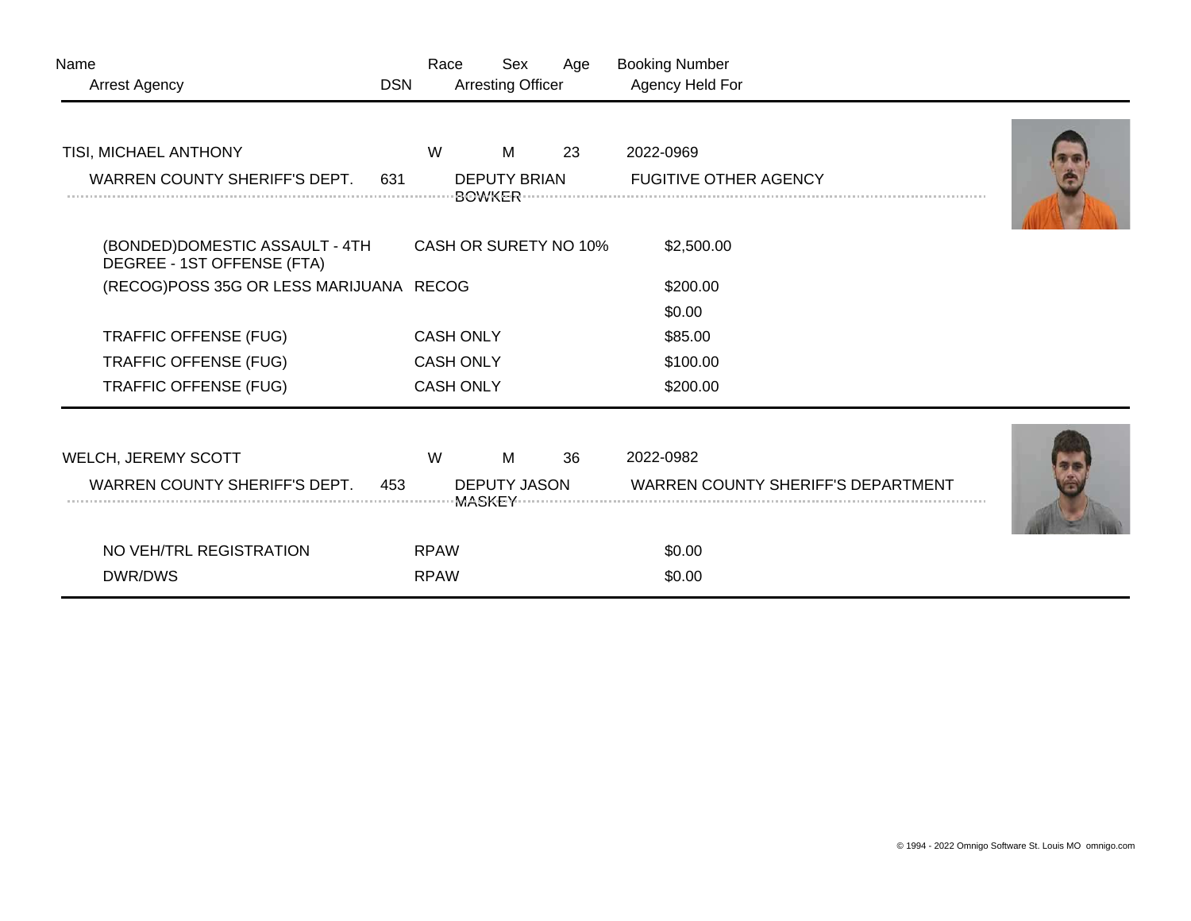| Name | | Race | Sex | Age | Booking Number |
|---|---|---|---|---|---|
| Arrest Agency | DSN | Arresting Officer | | | Agency Held For |

**TISI, MICHAEL ANTHONY** | W | M | 23 | 2022-0969

WARREN COUNTY SHERIFF'S DEPT. | 631 | DEPUTY BRIAN BOWKER | FUGITIVE OTHER AGENCY

| | | |
|---|---|---|
| (BONDED)DOMESTIC ASSAULT - 4TH DEGREE - 1ST OFFENSE (FTA) | CASH OR SURETY NO 10% | $2,500.00 |
| (RECOG)POSS 35G OR LESS MARIJUANA | RECOG | $200.00 |
| | | $0.00 |
| TRAFFIC OFFENSE (FUG) | CASH ONLY | $85.00 |
| TRAFFIC OFFENSE (FUG) | CASH ONLY | $100.00 |
| TRAFFIC OFFENSE (FUG) | CASH ONLY | $200.00 |

**WELCH, JEREMY SCOTT** | W | M | 36 | 2022-0982

WARREN COUNTY SHERIFF'S DEPT. | 453 | DEPUTY JASON MASKEY | WARREN COUNTY SHERIFF'S DEPARTMENT

| | | |
|---|---|---|
| NO VEH/TRL REGISTRATION | RPAW | $0.00 |
| DWR/DWS | RPAW | $0.00 |

© 1994 - 2022 Omnigo Software St. Louis MO omnigo.com